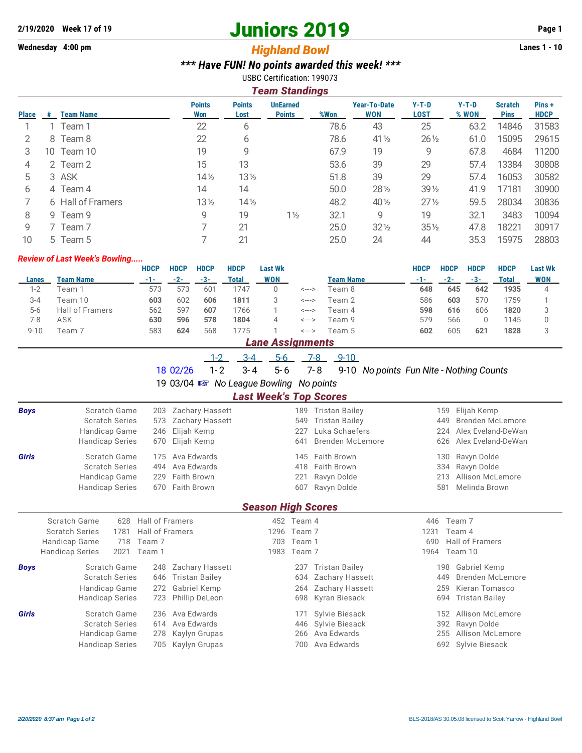**2/19/2020 Week 17 of 19**

**Wednesday 4:00 pm**

# Juniors 2019

## *Highland Bowl*

**Lanes 1 - 10**

### *** Have FUN! No points awarded this week! ***

USBC Certification: 199073

## *Team Standings*

| Place | # | Team Name | Points Won | Points Lost | UnEarned Points | %Won | Year-To-Date WON | Y-T-D LOST | Y-T-D % WON | Scratch Pins | Pins + HDCP |
|---|---|---|---|---|---|---|---|---|---|---|---|
| 1 | 1 | Team 1 | 22 | 6 | | 78.6 | 43 | 25 | 63.2 | 14846 | 31583 |
| 2 | 8 | Team 8 | 22 | 6 | | 78.6 | 41½ | 26½ | 61.0 | 15095 | 29615 |
| 3 | 10 | Team 10 | 19 | 9 | | 67.9 | 19 | 9 | 67.8 | 4684 | 11200 |
| 4 | 2 | Team 2 | 15 | 13 | | 53.6 | 39 | 29 | 57.4 | 13384 | 30808 |
| 5 | 3 | ASK | 14½ | 13½ | | 51.8 | 39 | 29 | 57.4 | 16053 | 30582 |
| 6 | 4 | Team 4 | 14 | 14 | | 50.0 | 28½ | 39½ | 41.9 | 17181 | 30900 |
| 7 | 6 | Hall of Framers | 13½ | 14½ | | 48.2 | 40½ | 27½ | 59.5 | 28034 | 30836 |
| 8 | 9 | Team 9 | 9 | 19 | 1½ | 32.1 | 9 | 19 | 32.1 | 3483 | 10094 |
| 9 | 7 | Team 7 | 7 | 21 | | 25.0 | 32½ | 35½ | 47.8 | 18221 | 30917 |
| 10 | 5 | Team 5 | 7 | 21 | | 25.0 | 24 | 44 | 35.3 | 15975 | 28803 |

### *Review of Last Week's Bowling.....*

| Lanes | Team Name | HDCP -1- | HDCP -2- | HDCP -3- | HDCP Total | Last Wk WON | | Team Name | HDCP -1- | HDCP -2- | HDCP -3- | HDCP Total | Last Wk WON |
|---|---|---|---|---|---|---|---|---|---|---|---|---|---|
| 1-2 | Team 1 | 573 | 573 | 601 | 1747 | 0 | <---> | Team 8 | **648** | **645** | **642** | **1935** | 4 |
| 3-4 | Team 10 | **603** | 602 | **606** | **1811** | 3 | <---> | Team 2 | 586 | **603** | 570 | 1759 | 1 |
| 5-6 | Hall of Framers | 562 | 597 | **607** | 1766 | 1 | <---> | Team 4 | **598** | **616** | 606 | **1820** | 3 |
| 7-8 | ASK | **630** | **596** | **578** | **1804** | 4 | <---> | Team 9 | 579 | 566 | 0 | 1145 | 0 |
| 9-10 | Team 7 | 583 | **624** | 568 | 1775 | 1 | <---> | Team 5 | **602** | 605 | **621** | **1828** | 3 |

## *Lane Assignments*

| | | 1-2 | 3-4 | 5-6 | 7-8 | 9-10 | |
|---|---|---|---|---|---|---|---|
| 18 | 02/26 | 1- 2 | 3- 4 | 5- 6 | 7- 8 | 9-10 | *No points Fun Nite - Nothing Counts* |
| 19 | 03/04 ☞ | *No League Bowling* | *No points* | | | | |

## *Last Week's Top Scores*

| | | | | | | | |
|---|---|---|---|---|---|---|---|
| ***Boys*** | Scratch Game | 203 | Zachary Hassett | 189 | Tristan Bailey | 159 | Elijah Kemp |
| | Scratch Series | 573 | Zachary Hassett | 549 | Tristan Bailey | 449 | Brenden McLemore |
| | Handicap Game | 246 | Elijah Kemp | 227 | Luka Schaefers | 224 | Alex Eveland-DeWan |
| | Handicap Series | 670 | Elijah Kemp | 641 | Brenden McLemore | 626 | Alex Eveland-DeWan |
| ***Girls*** | Scratch Game | 175 | Ava Edwards | 145 | Faith Brown | 130 | Ravyn Dolde |
| | Scratch Series | 494 | Ava Edwards | 418 | Faith Brown | 334 | Ravyn Dolde |
| | Handicap Game | 229 | Faith Brown | 221 | Ravyn Dolde | 213 | Allison McLemore |
| | Handicap Series | 670 | Faith Brown | 607 | Ravyn Dolde | 581 | Melinda Brown |

## *Season High Scores*

| | | | | | | |
|---|---|---|---|---|---|---|
| Scratch Game | 628 | Hall of Framers | 452 | Team 4 | 446 | Team 7 |
| Scratch Series | 1781 | Hall of Framers | 1296 | Team 7 | 1231 | Team 4 |
| Handicap Game | 718 | Team 7 | 703 | Team 1 | 690 | Hall of Framers |
| Handicap Series | 2021 | Team 1 | 1983 | Team 7 | 1964 | Team 10 |

| | | | | | | | |
|---|---|---|---|---|---|---|---|
| ***Boys*** | Scratch Game | 248 | Zachary Hassett | 237 | Tristan Bailey | 198 | Gabriel Kemp |
| | Scratch Series | 646 | Tristan Bailey | 634 | Zachary Hassett | 449 | Brenden McLemore |
| | Handicap Game | 272 | Gabriel Kemp | 264 | Zachary Hassett | 259 | Kieran Tomasco |
| | Handicap Series | 723 | Phillip DeLeon | 698 | Kyran Biesack | 694 | Tristan Bailey |
| ***Girls*** | Scratch Game | 236 | Ava Edwards | 171 | Sylvie Biesack | 152 | Allison McLemore |
| | Scratch Series | 614 | Ava Edwards | 446 | Sylvie Biesack | 392 | Ravyn Dolde |
| | Handicap Game | 278 | Kaylyn Grupas | 266 | Ava Edwards | 255 | Allison McLemore |
| | Handicap Series | 705 | Kaylyn Grupas | 700 | Ava Edwards | 692 | Sylvie Biesack |

*2/20/2020 8:37 am*

BLS-2018/AS 30.05.08 licensed to Scott Yarrow - Highland Bowl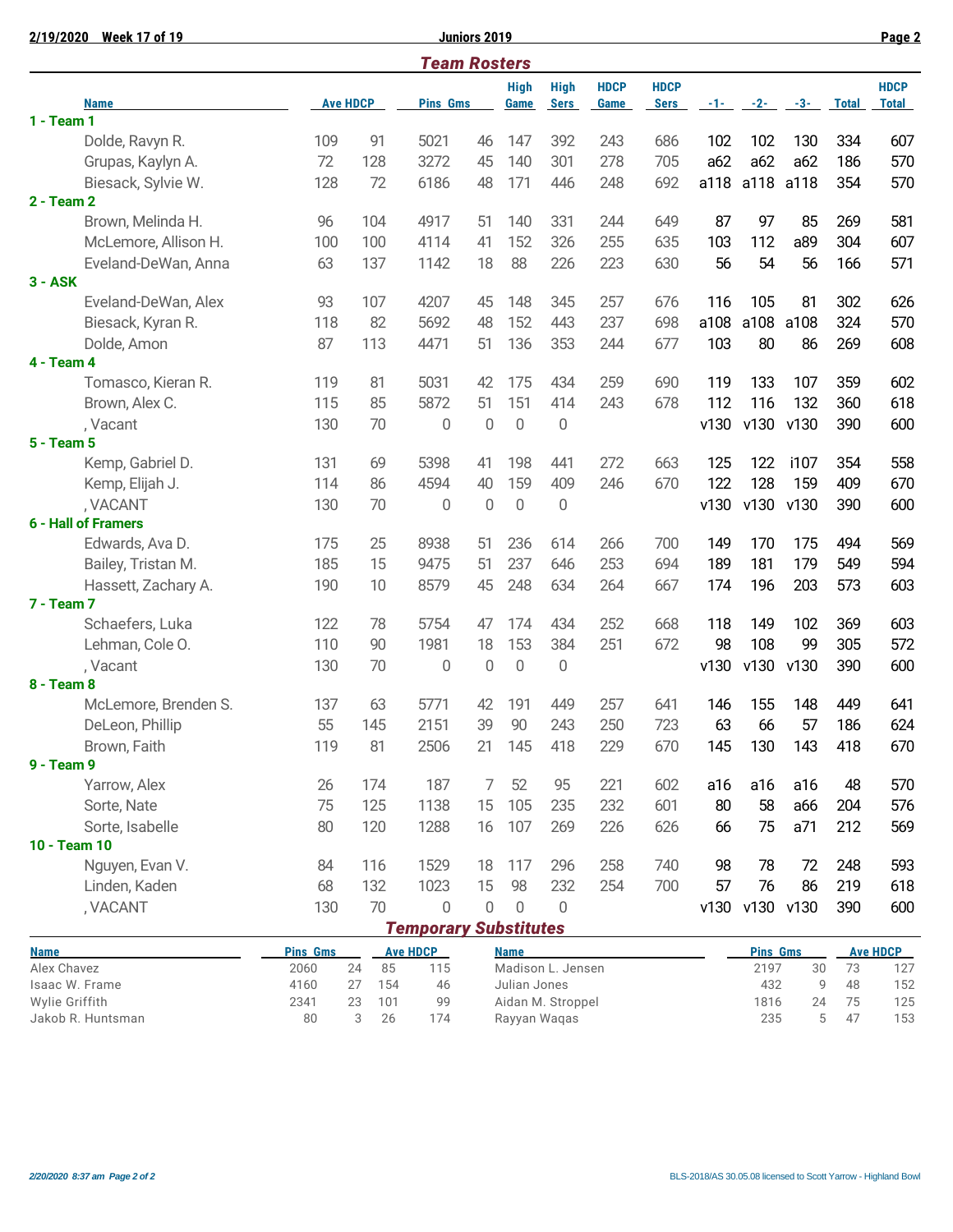## Team Rosters

| Name | Ave | HDCP | Pins | Gms | High Game | High Sers | HDCP Game | HDCP Sers | -1- | -2- | -3- | Total | HDCP Total |
|---|---|---|---|---|---|---|---|---|---|---|---|---|---|
| **1 - Team 1** | | | | | | | | | | | | | |
| Dolde, Ravyn R. | 109 | 91 | 5021 | 46 | 147 | 392 | 243 | 686 | 102 | 102 | 130 | 334 | 607 |
| Grupas, Kaylyn A. | 72 | 128 | 3272 | 45 | 140 | 301 | 278 | 705 | a62 | a62 | a62 | 186 | 570 |
| Biesack, Sylvie W. | 128 | 72 | 6186 | 48 | 171 | 446 | 248 | 692 | a118 | a118 | a118 | 354 | 570 |
| **2 - Team 2** | | | | | | | | | | | | | |
| Brown, Melinda H. | 96 | 104 | 4917 | 51 | 140 | 331 | 244 | 649 | 87 | 97 | 85 | 269 | 581 |
| McLemore, Allison H. | 100 | 100 | 4114 | 41 | 152 | 326 | 255 | 635 | 103 | 112 | a89 | 304 | 607 |
| Eveland-DeWan, Anna | 63 | 137 | 1142 | 18 | 88 | 226 | 223 | 630 | 56 | 54 | 56 | 166 | 571 |
| **3 - ASK** | | | | | | | | | | | | | |
| Eveland-DeWan, Alex | 93 | 107 | 4207 | 45 | 148 | 345 | 257 | 676 | 116 | 105 | 81 | 302 | 626 |
| Biesack, Kyran R. | 118 | 82 | 5692 | 48 | 152 | 443 | 237 | 698 | a108 | a108 | a108 | 324 | 570 |
| Dolde, Amon | 87 | 113 | 4471 | 51 | 136 | 353 | 244 | 677 | 103 | 80 | 86 | 269 | 608 |
| **4 - Team 4** | | | | | | | | | | | | | |
| Tomasco, Kieran R. | 119 | 81 | 5031 | 42 | 175 | 434 | 259 | 690 | 119 | 133 | 107 | 359 | 602 |
| Brown, Alex C. | 115 | 85 | 5872 | 51 | 151 | 414 | 243 | 678 | 112 | 116 | 132 | 360 | 618 |
| , Vacant | 130 | 70 | 0 | 0 | 0 | 0 | | | v130 | v130 | v130 | 390 | 600 |
| **5 - Team 5** | | | | | | | | | | | | | |
| Kemp, Gabriel D. | 131 | 69 | 5398 | 41 | 198 | 441 | 272 | 663 | 125 | 122 | i107 | 354 | 558 |
| Kemp, Elijah J. | 114 | 86 | 4594 | 40 | 159 | 409 | 246 | 670 | 122 | 128 | 159 | 409 | 670 |
| , VACANT | 130 | 70 | 0 | 0 | 0 | 0 | | | v130 | v130 | v130 | 390 | 600 |
| **6 - Hall of Framers** | | | | | | | | | | | | | |
| Edwards, Ava D. | 175 | 25 | 8938 | 51 | 236 | 614 | 266 | 700 | 149 | 170 | 175 | 494 | 569 |
| Bailey, Tristan M. | 185 | 15 | 9475 | 51 | 237 | 646 | 253 | 694 | 189 | 181 | 179 | 549 | 594 |
| Hassett, Zachary A. | 190 | 10 | 8579 | 45 | 248 | 634 | 264 | 667 | 174 | 196 | 203 | 573 | 603 |
| **7 - Team 7** | | | | | | | | | | | | | |
| Schaefers, Luka | 122 | 78 | 5754 | 47 | 174 | 434 | 252 | 668 | 118 | 149 | 102 | 369 | 603 |
| Lehman, Cole O. | 110 | 90 | 1981 | 18 | 153 | 384 | 251 | 672 | 98 | 108 | 99 | 305 | 572 |
| , Vacant | 130 | 70 | 0 | 0 | 0 | 0 | | | v130 | v130 | v130 | 390 | 600 |
| **8 - Team 8** | | | | | | | | | | | | | |
| McLemore, Brenden S. | 137 | 63 | 5771 | 42 | 191 | 449 | 257 | 641 | 146 | 155 | 148 | 449 | 641 |
| DeLeon, Phillip | 55 | 145 | 2151 | 39 | 90 | 243 | 250 | 723 | 63 | 66 | 57 | 186 | 624 |
| Brown, Faith | 119 | 81 | 2506 | 21 | 145 | 418 | 229 | 670 | 145 | 130 | 143 | 418 | 670 |
| **9 - Team 9** | | | | | | | | | | | | | |
| Yarrow, Alex | 26 | 174 | 187 | 7 | 52 | 95 | 221 | 602 | a16 | a16 | a16 | 48 | 570 |
| Sorte, Nate | 75 | 125 | 1138 | 15 | 105 | 235 | 232 | 601 | 80 | 58 | a66 | 204 | 576 |
| Sorte, Isabelle | 80 | 120 | 1288 | 16 | 107 | 269 | 226 | 626 | 66 | 75 | a71 | 212 | 569 |
| **10 - Team 10** | | | | | | | | | | | | | |
| Nguyen, Evan V. | 84 | 116 | 1529 | 18 | 117 | 296 | 258 | 740 | 98 | 78 | 72 | 248 | 593 |
| Linden, Kaden | 68 | 132 | 1023 | 15 | 98 | 232 | 254 | 700 | 57 | 76 | 86 | 219 | 618 |
| , VACANT | 130 | 70 | 0 | 0 | 0 | 0 | | | v130 | v130 | v130 | 390 | 600 |

## Temporary Substitutes

| Name | Pins | Gms | Ave | HDCP | Name | Pins | Gms | Ave | HDCP |
|---|---|---|---|---|---|---|---|---|---|
| Alex Chavez | 2060 | 24 | 85 | 115 | Madison L. Jensen | 2197 | 30 | 73 | 127 |
| Isaac W. Frame | 4160 | 27 | 154 | 46 | Julian Jones | 432 | 9 | 48 | 152 |
| Wylie Griffith | 2341 | 23 | 101 | 99 | Aidan M. Stroppel | 1816 | 24 | 75 | 125 |
| Jakob R. Huntsman | 80 | 3 | 26 | 174 | Rayyan Waqas | 235 | 5 | 47 | 153 |